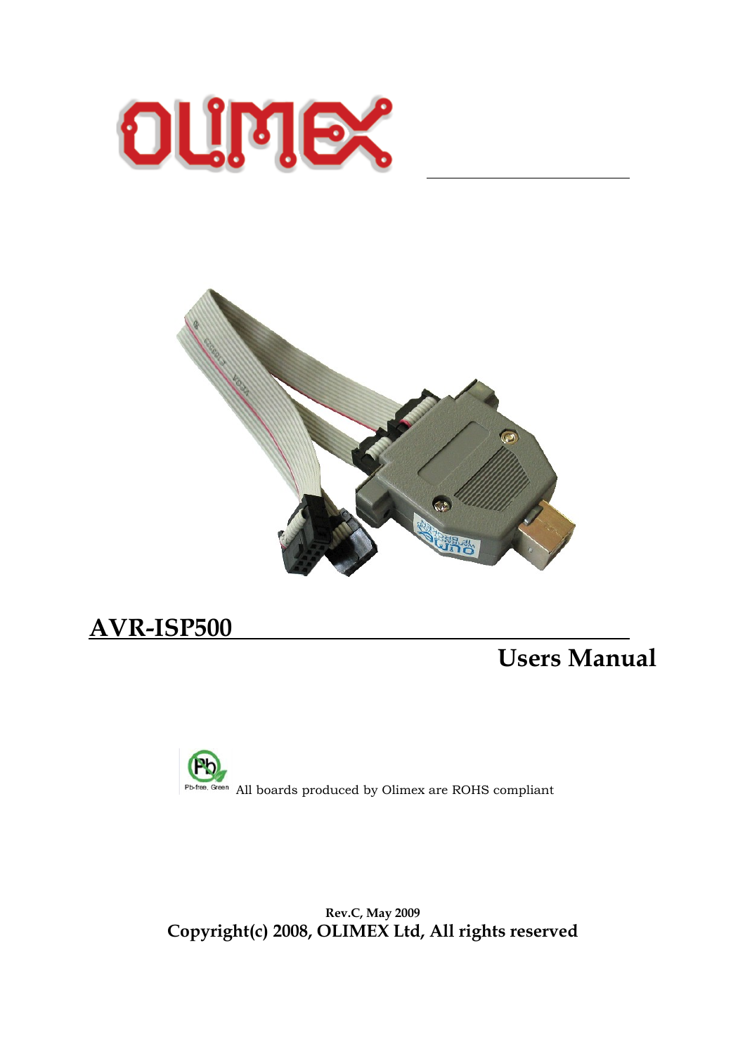# AVR-ISP500

## Users Manual

All boards produced by Olimex are ROHS compliant

**Rev.C, May 2009**

**Copyright(c) 2008, OLIMEX Ltd, All rights reserved**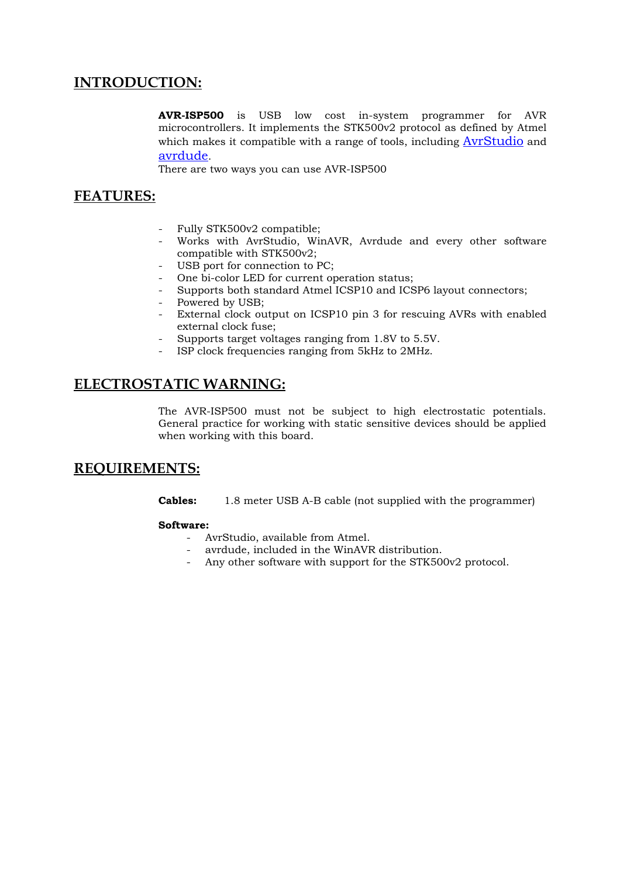## INTRODUCTION:

**AVR-ISP500** is USB low cost in-system programmer for AVR microcontrollers. It implements the STK500v2 protocol as defined by Atmel which makes it compatible with a range of tools, including AvrStudio and avrdude.
There are two ways you can use AVR-ISP500

## FEATURES:

- Fully STK500v2 compatible;
- Works with AvrStudio, WinAVR, Avrdude and every other software compatible with STK500v2;
- USB port for connection to PC;
- One bi-color LED for current operation status;
- Supports both standard Atmel ICSP10 and ICSP6 layout connectors;
- Powered by USB;
- External clock output on ICSP10 pin 3 for rescuing AVRs with enabled external clock fuse;
- Supports target voltages ranging from 1.8V to 5.5V.
- ISP clock frequencies ranging from 5kHz to 2MHz.

## ELECTROSTATIC WARNING:

The AVR-ISP500 must not be subject to high electrostatic potentials. General practice for working with static sensitive devices should be applied when working with this board.

## REQUIREMENTS:

**Cables:** 1.8 meter USB A-B cable (not supplied with the programmer)

**Software:**

- AvrStudio, available from Atmel.
- avrdude, included in the WinAVR distribution.
- Any other software with support for the STK500v2 protocol.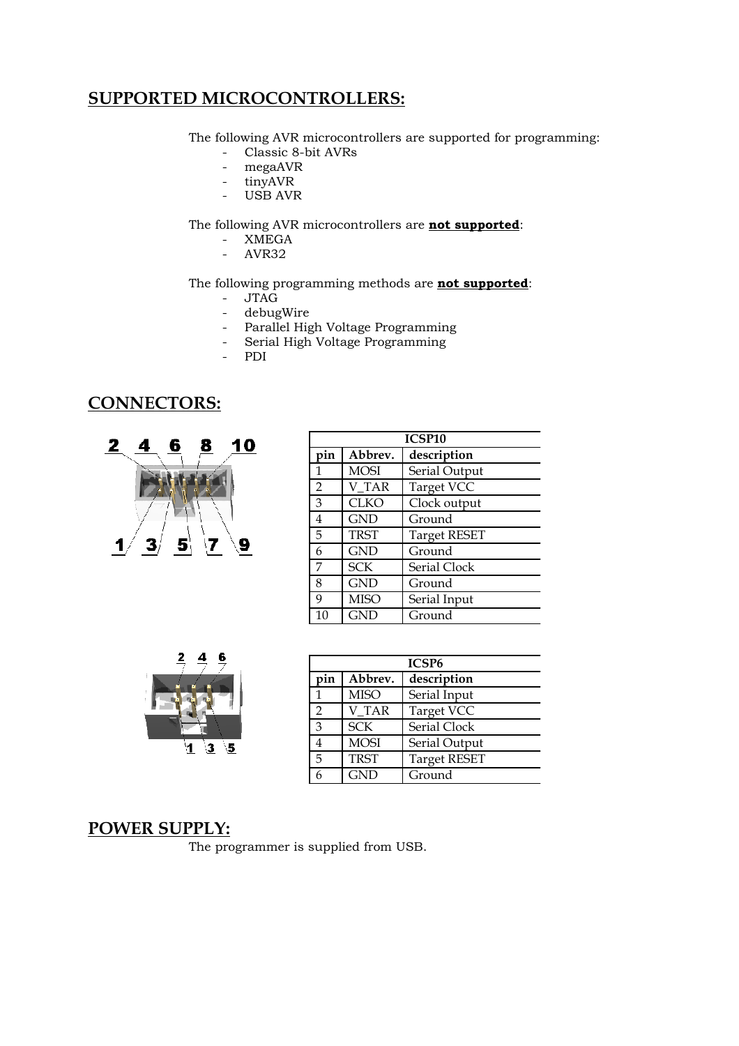## SUPPORTED MICROCONTROLLERS:

The following AVR microcontrollers are supported for programming:

- Classic 8-bit AVRs
- megaAVR
- tinyAVR
- USB AVR

The following AVR microcontrollers are **not supported**:

- XMEGA
- AVR32

The following programming methods are **not supported**:

- JTAG
- debugWire
- Parallel High Voltage Programming
- Serial High Voltage Programming
- PDI

## CONNECTORS:

| ICSP10 | | |
|---|---|---|
| **pin** | **Abbrev.** | **description** |
| 1 | MOSI | Serial Output |
| 2 | V_TAR | Target VCC |
| 3 | CLKO | Clock output |
| 4 | GND | Ground |
| 5 | TRST | Target RESET |
| 6 | GND | Ground |
| 7 | SCK | Serial Clock |
| 8 | GND | Ground |
| 9 | MISO | Serial Input |
| 10 | GND | Ground |

| ICSP6 | | |
|---|---|---|
| **pin** | **Abbrev.** | **description** |
| 1 | MISO | Serial Input |
| 2 | V_TAR | Target VCC |
| 3 | SCK | Serial Clock |
| 4 | MOSI | Serial Output |
| 5 | TRST | Target RESET |
| 6 | GND | Ground |

## POWER SUPPLY:

The programmer is supplied from USB.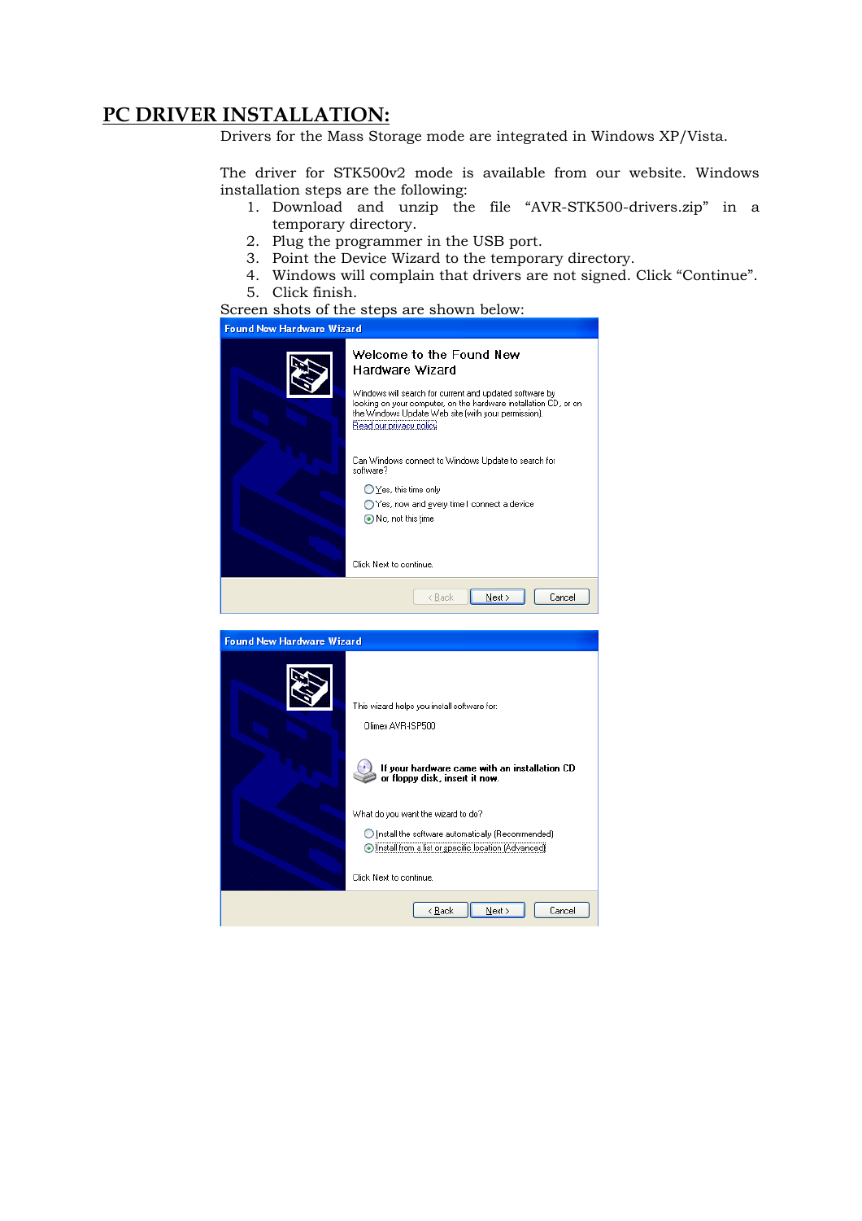## PC DRIVER INSTALLATION:

Drivers for the Mass Storage mode are integrated in Windows XP/Vista.

The driver for STK500v2 mode is available from our website. Windows installation steps are the following:

1. Download and unzip the file "AVR-STK500-drivers.zip" in a temporary directory.
2. Plug the programmer in the USB port.
3. Point the Device Wizard to the temporary directory.
4. Windows will complain that drivers are not signed. Click "Continue".
5. Click finish.

Screen shots of the steps are shown below: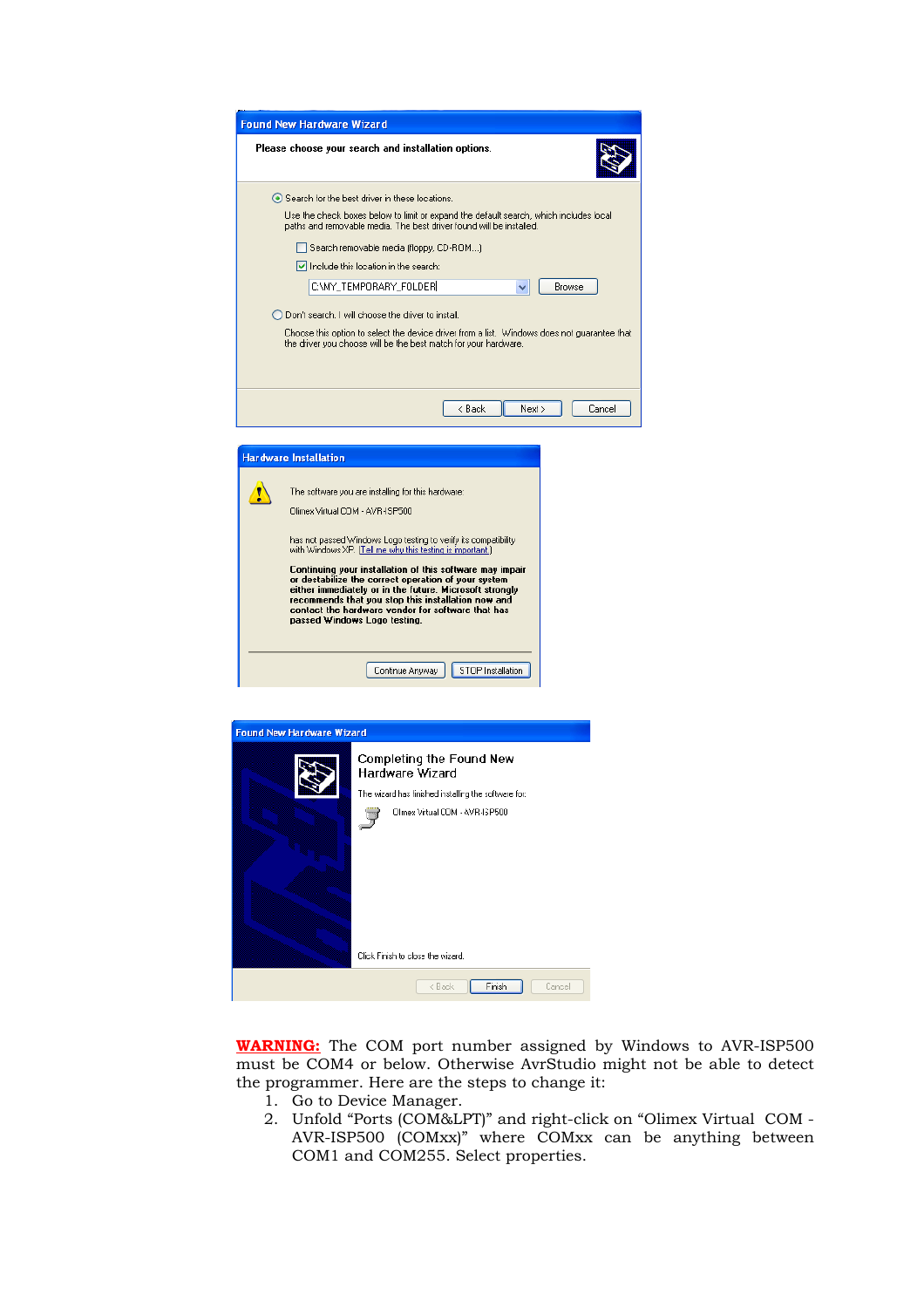**WARNING:** The COM port number assigned by Windows to AVR-ISP500 must be COM4 or below. Otherwise AvrStudio might not be able to detect the programmer. Here are the steps to change it:

1. Go to Device Manager.
2. Unfold “Ports (COM&LPT)” and right-click on “Olimex Virtual COM - AVR-ISP500 (COMxx)” where COMxx can be anything between COM1 and COM255. Select properties.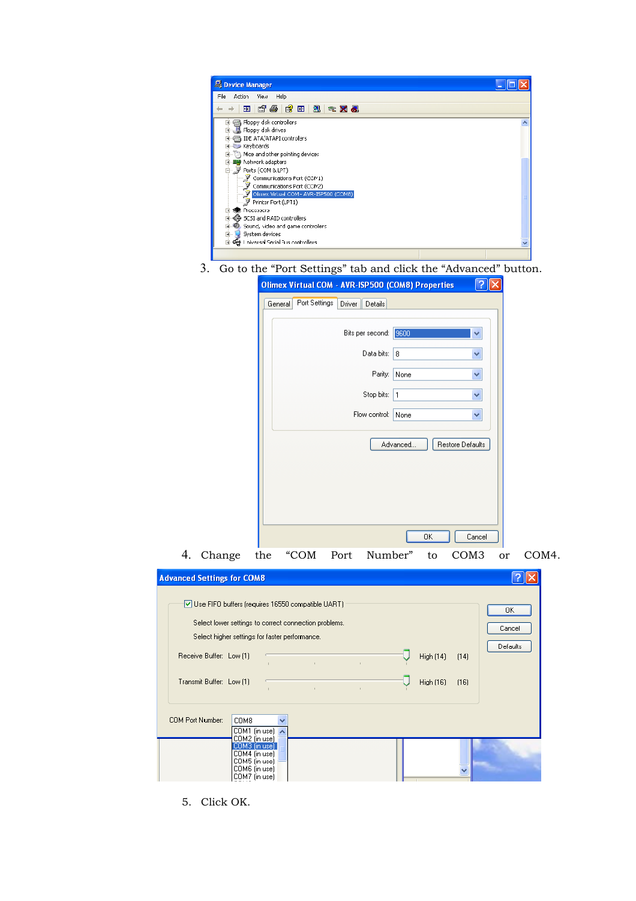3. Go to the “Port Settings” tab and click the “Advanced” button.

4. Change the “COM Port Number” to COM3 or COM4.

5. Click OK.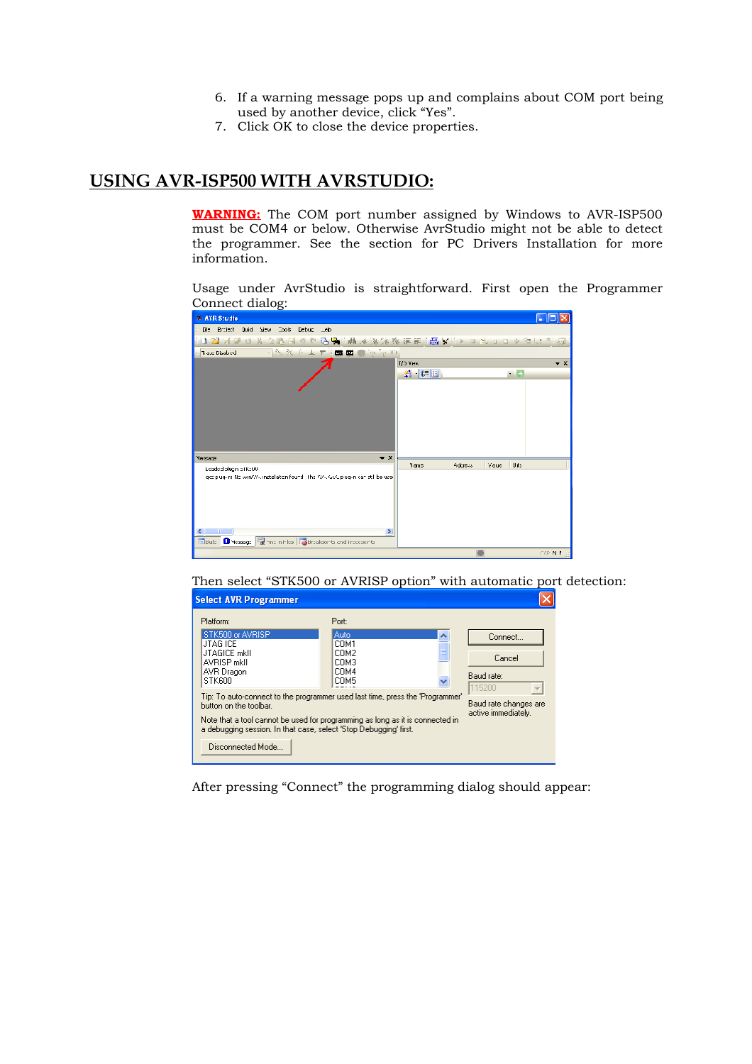6. If a warning message pops up and complains about COM port being used by another device, click "Yes".
7. Click OK to close the device properties.

## USING AVR-ISP500 WITH AVRSTUDIO:

**WARNING:** The COM port number assigned by Windows to AVR-ISP500 must be COM4 or below. Otherwise AvrStudio might not be able to detect the programmer. See the section for PC Drivers Installation for more information.

Usage under AvrStudio is straightforward. First open the Programmer Connect dialog:

Then select "STK500 or AVRISP option" with automatic port detection:

After pressing "Connect" the programming dialog should appear: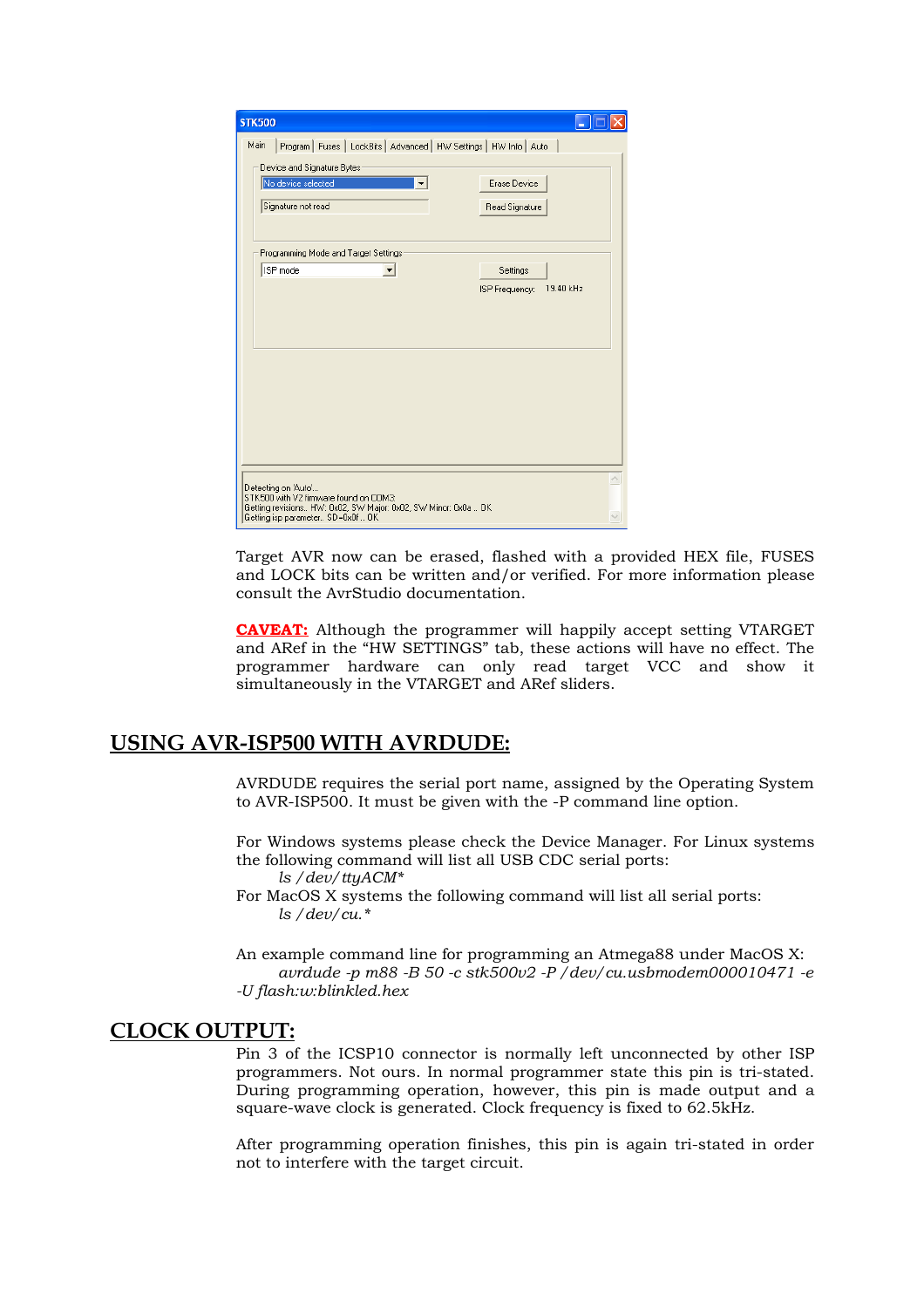Target AVR now can be erased, flashed with a provided HEX file, FUSES and LOCK bits can be written and/or verified. For more information please consult the AvrStudio documentation.

**CAVEAT:** Although the programmer will happily accept setting VTARGET and ARef in the "HW SETTINGS" tab, these actions will have no effect. The programmer hardware can only read target VCC and show it simultaneously in the VTARGET and ARef sliders.

## USING AVR-ISP500 WITH AVRDUDE:

AVRDUDE requires the serial port name, assigned by the Operating System to AVR-ISP500. It must be given with the -P command line option.

For Windows systems please check the Device Manager. For Linux systems the following command will list all USB CDC serial ports:

*ls /dev/ttyACM**

For MacOS X systems the following command will list all serial ports:

*ls /dev/cu.**

An example command line for programming an Atmega88 under MacOS X:

*avrdude -p m88 -B 50 -c stk500v2 -P /dev/cu.usbmodem000010471 -e -U flash:w:blinkled.hex*

## CLOCK OUTPUT:

Pin 3 of the ICSP10 connector is normally left unconnected by other ISP programmers. Not ours. In normal programmer state this pin is tri-stated. During programming operation, however, this pin is made output and a square-wave clock is generated. Clock frequency is fixed to 62.5kHz.

After programming operation finishes, this pin is again tri-stated in order not to interfere with the target circuit.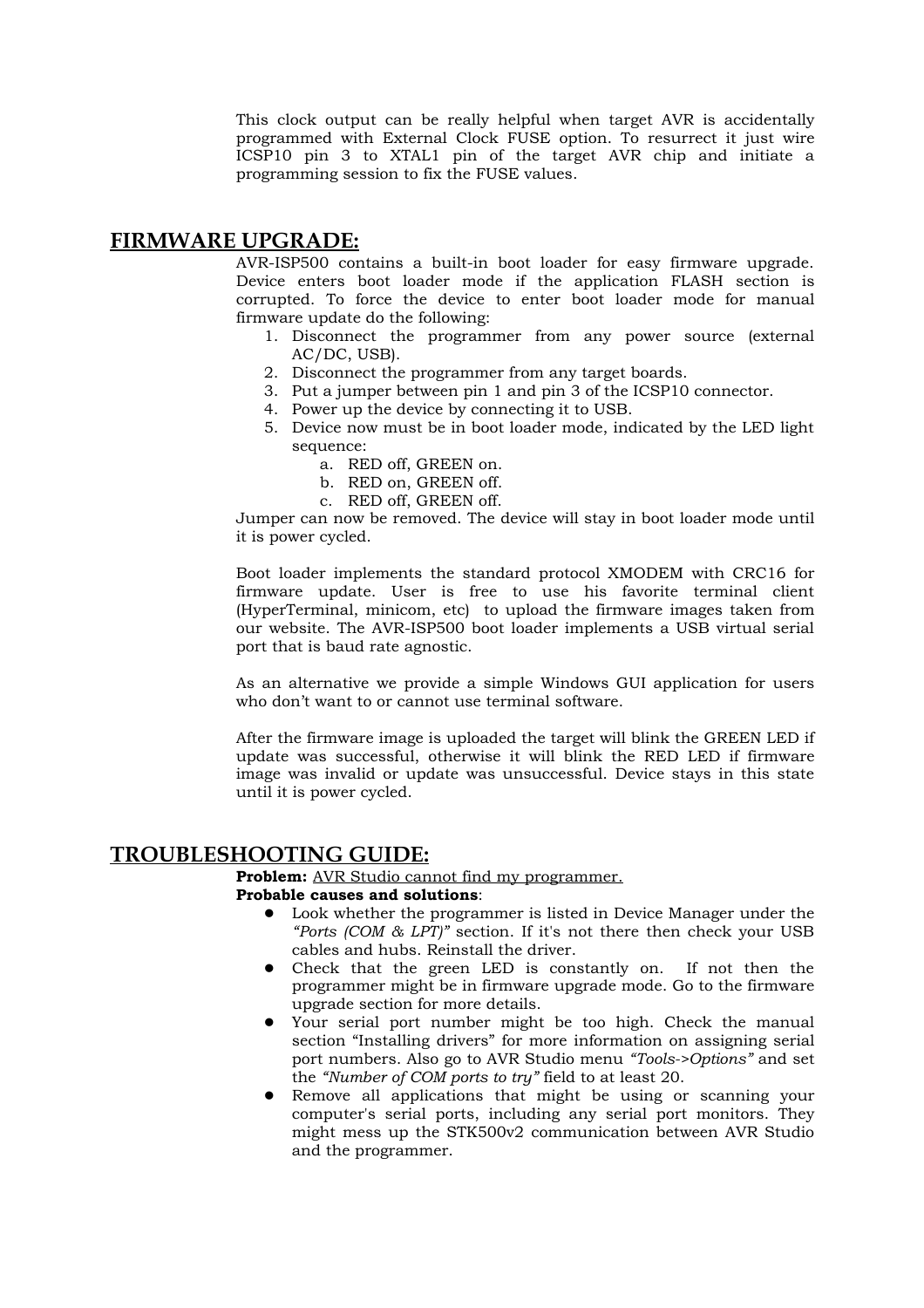This clock output can be really helpful when target AVR is accidentally programmed with External Clock FUSE option. To resurrect it just wire ICSP10 pin 3 to XTAL1 pin of the target AVR chip and initiate a programming session to fix the FUSE values.

## FIRMWARE UPGRADE:

AVR-ISP500 contains a built-in boot loader for easy firmware upgrade. Device enters boot loader mode if the application FLASH section is corrupted. To force the device to enter boot loader mode for manual firmware update do the following:

1. Disconnect the programmer from any power source (external AC/DC, USB).
2. Disconnect the programmer from any target boards.
3. Put a jumper between pin 1 and pin 3 of the ICSP10 connector.
4. Power up the device by connecting it to USB.
5. Device now must be in boot loader mode, indicated by the LED light sequence:
    a. RED off, GREEN on.
    b. RED on, GREEN off.
    c. RED off, GREEN off.

Jumper can now be removed. The device will stay in boot loader mode until it is power cycled.

Boot loader implements the standard protocol XMODEM with CRC16 for firmware update. User is free to use his favorite terminal client (HyperTerminal, minicom, etc) to upload the firmware images taken from our website. The AVR-ISP500 boot loader implements a USB virtual serial port that is baud rate agnostic.

As an alternative we provide a simple Windows GUI application for users who don't want to or cannot use terminal software.

After the firmware image is uploaded the target will blink the GREEN LED if update was successful, otherwise it will blink the RED LED if firmware image was invalid or update was unsuccessful. Device stays in this state until it is power cycled.

## TROUBLESHOOTING GUIDE:

**Problem:** AVR Studio cannot find my programmer.

**Probable causes and solutions**:

- Look whether the programmer is listed in Device Manager under the *"Ports (COM & LPT)"* section. If it's not there then check your USB cables and hubs. Reinstall the driver.
- Check that the green LED is constantly on. If not then the programmer might be in firmware upgrade mode. Go to the firmware upgrade section for more details.
- Your serial port number might be too high. Check the manual section "Installing drivers" for more information on assigning serial port numbers. Also go to AVR Studio menu *"Tools->Options"* and set the *"Number of COM ports to try"* field to at least 20.
- Remove all applications that might be using or scanning your computer's serial ports, including any serial port monitors. They might mess up the STK500v2 communication between AVR Studio and the programmer.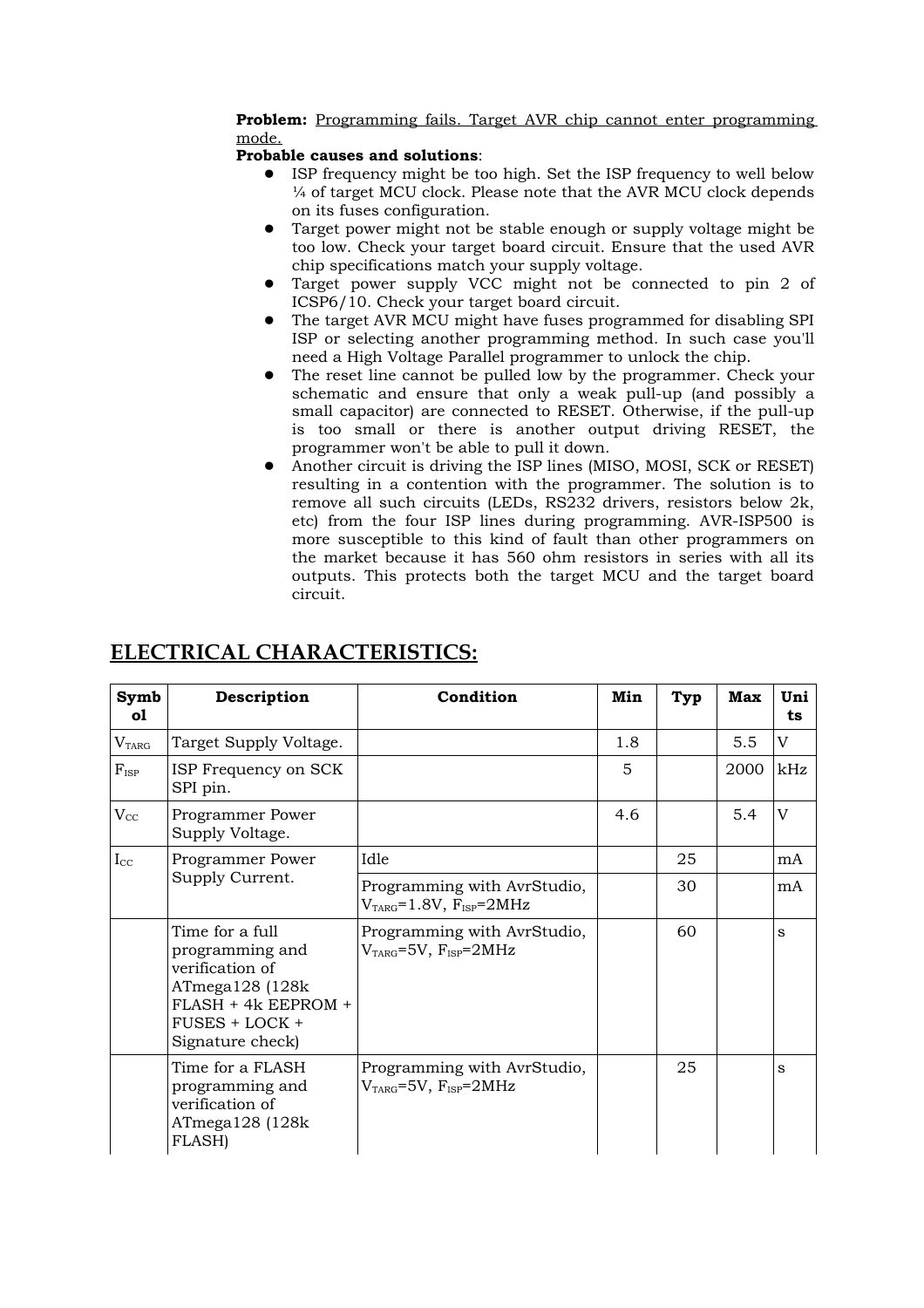**Problem:** Programming fails. Target AVR chip cannot enter programming mode.

**Probable causes and solutions**:

- ISP frequency might be too high. Set the ISP frequency to well below ¼ of target MCU clock. Please note that the AVR MCU clock depends on its fuses configuration.
- Target power might not be stable enough or supply voltage might be too low. Check your target board circuit. Ensure that the used AVR chip specifications match your supply voltage.
- Target power supply VCC might not be connected to pin 2 of ICSP6/10. Check your target board circuit.
- The target AVR MCU might have fuses programmed for disabling SPI ISP or selecting another programming method. In such case you'll need a High Voltage Parallel programmer to unlock the chip.
- The reset line cannot be pulled low by the programmer. Check your schematic and ensure that only a weak pull-up (and possibly a small capacitor) are connected to RESET. Otherwise, if the pull-up is too small or there is another output driving RESET, the programmer won't be able to pull it down.
- Another circuit is driving the ISP lines (MISO, MOSI, SCK or RESET) resulting in a contention with the programmer. The solution is to remove all such circuits (LEDs, RS232 drivers, resistors below 2k, etc) from the four ISP lines during programming. AVR-ISP500 is more susceptible to this kind of fault than other programmers on the market because it has 560 ohm resistors in series with all its outputs. This protects both the target MCU and the target board circuit.

## ELECTRICAL CHARACTERISTICS:

| Symbol | Description | Condition | Min | Typ | Max | Units |
|---|---|---|---|---|---|---|
| $V_{TARG}$ | Target Supply Voltage. | | 1.8 | | 5.5 | V |
| $F_{ISP}$ | ISP Frequency on SCK SPI pin. | | 5 | | 2000 | kHz |
| $V_{CC}$ | Programmer Power Supply Voltage. | | 4.6 | | 5.4 | V |
| $I_{CC}$ | Programmer Power Supply Current. | Idle | | 25 | | mA |
| | | Programming with AvrStudio, $V_{TARG}$=1.8V, $F_{ISP}$=2MHz | | 30 | | mA |
| | Time for a full programming and verification of ATmega128 (128k FLASH + 4k EEPROM + FUSES + LOCK + Signature check) | Programming with AvrStudio, $V_{TARG}$=5V, $F_{ISP}$=2MHz | | 60 | | s |
| | Time for a FLASH programming and verification of ATmega128 (128k FLASH) | Programming with AvrStudio, $V_{TARG}$=5V, $F_{ISP}$=2MHz | | 25 | | s |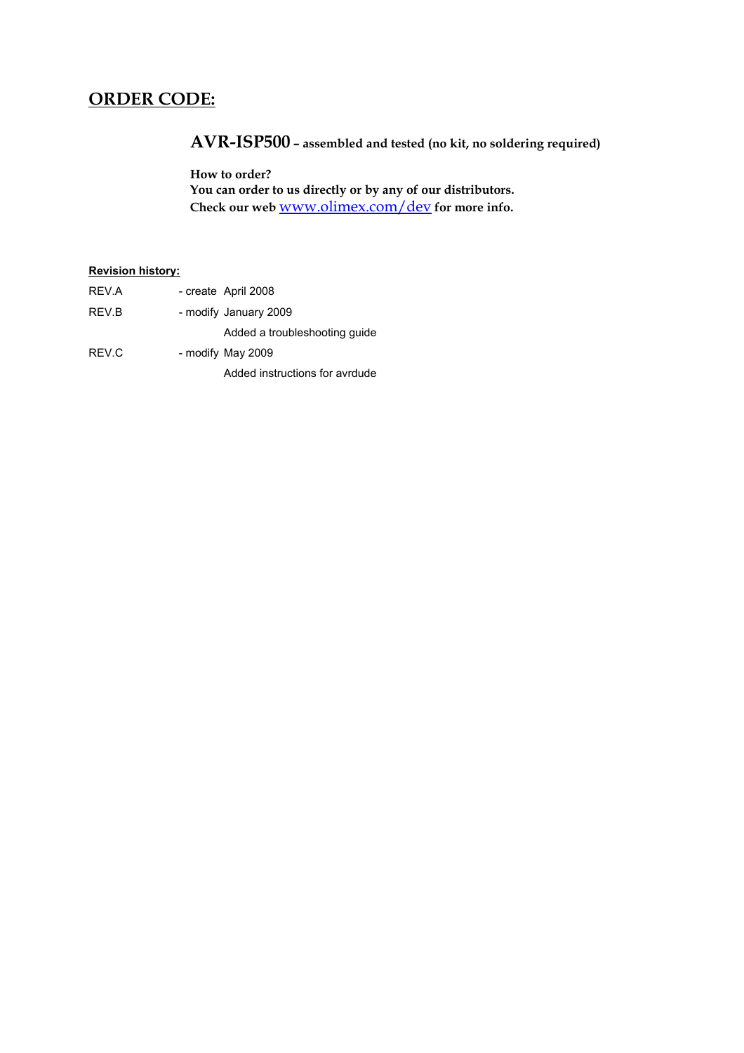# ORDER CODE:

**AVR-ISP500 – assembled and tested (no kit, no soldering required)**

**How to order?**
**You can order to us directly or by any of our distributors.**
**Check our web [www.olimex.com/dev](http://www.olimex.com/dev) for more info.**

**Revision history:**

REV.A - create April 2008

REV.B - modify January 2009

Added a troubleshooting guide

REV.C - modify May 2009

Added instructions for avrdude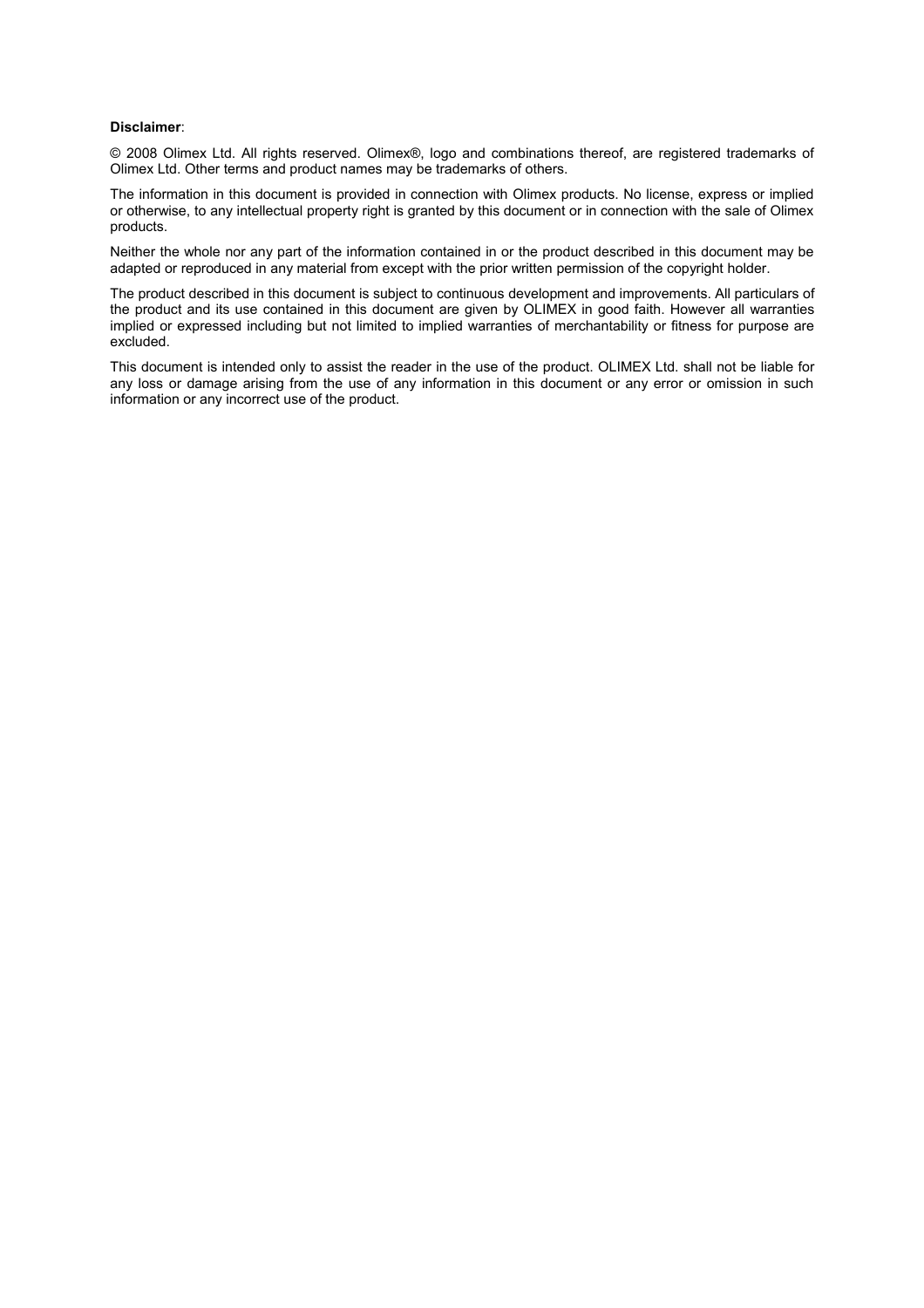**Disclaimer**:

© 2008 Olimex Ltd. All rights reserved. Olimex®, logo and combinations thereof, are registered trademarks of Olimex Ltd. Other terms and product names may be trademarks of others.

The information in this document is provided in connection with Olimex products. No license, express or implied or otherwise, to any intellectual property right is granted by this document or in connection with the sale of Olimex products.

Neither the whole nor any part of the information contained in or the product described in this document may be adapted or reproduced in any material from except with the prior written permission of the copyright holder.

The product described in this document is subject to continuous development and improvements. All particulars of the product and its use contained in this document are given by OLIMEX in good faith. However all warranties implied or expressed including but not limited to implied warranties of merchantability or fitness for purpose are excluded.

This document is intended only to assist the reader in the use of the product. OLIMEX Ltd. shall not be liable for any loss or damage arising from the use of any information in this document or any error or omission in such information or any incorrect use of the product.